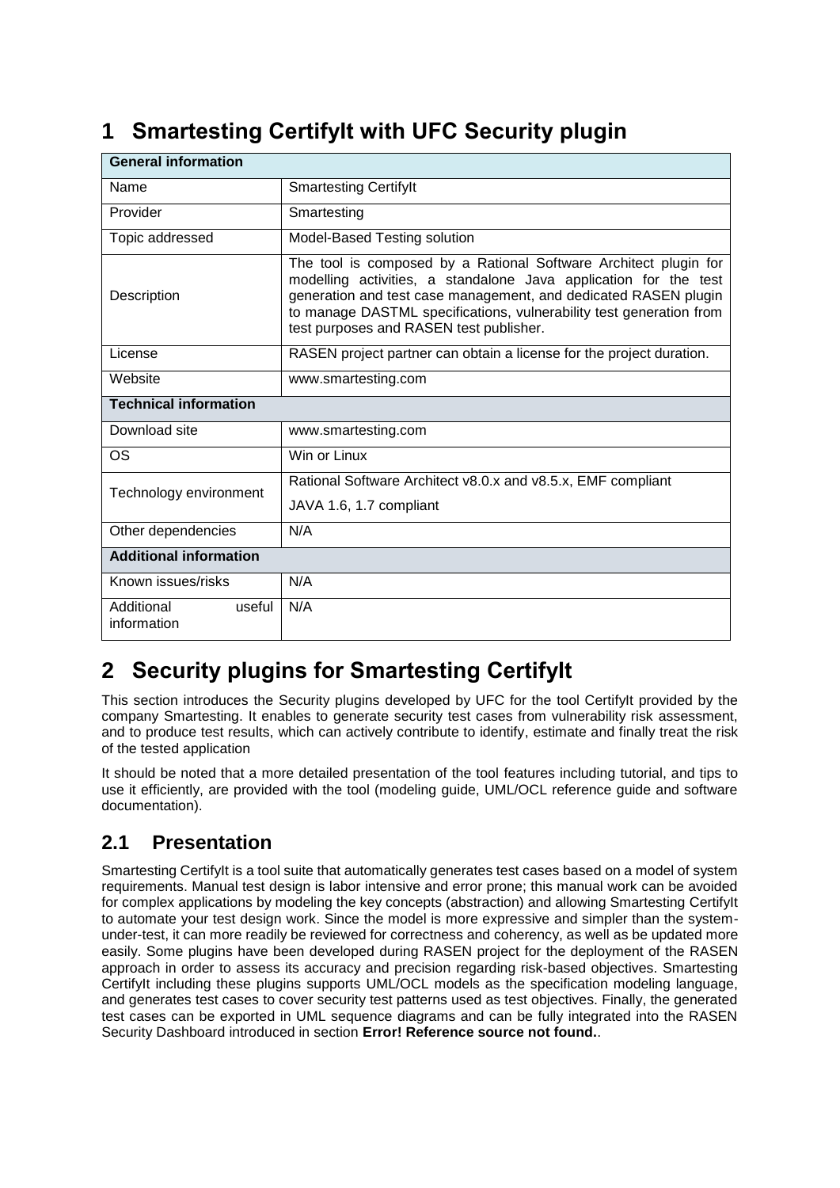# 1 Smartesting CertifyIt with UFC Security plugin

| **General information** | |
|---|---|
| Name | Smartesting CertifyIt |
| Provider | Smartesting |
| Topic addressed | Model-Based Testing solution |
| Description | The tool is composed by a Rational Software Architect plugin for modelling activities, a standalone Java application for the test generation and test case management, and dedicated RASEN plugin to manage DASTML specifications, vulnerability test generation from test purposes and RASEN test publisher. |
| License | RASEN project partner can obtain a license for the project duration. |
| Website | www.smartesting.com |
| **Technical information** | |
| Download site | www.smartesting.com |
| OS | Win or Linux |
| Technology environment | Rational Software Architect v8.0.x and v8.5.x, EMF compliant<br>JAVA 1.6, 1.7 compliant |
| Other dependencies | N/A |
| **Additional information** | |
| Known issues/risks | N/A |
| Additional useful information | N/A |

# 2 Security plugins for Smartesting CertifyIt

This section introduces the Security plugins developed by UFC for the tool CertifyIt provided by the company Smartesting. It enables to generate security test cases from vulnerability risk assessment, and to produce test results, which can actively contribute to identify, estimate and finally treat the risk of the tested application

It should be noted that a more detailed presentation of the tool features including tutorial, and tips to use it efficiently, are provided with the tool (modeling guide, UML/OCL reference guide and software documentation).

## 2.1 Presentation

Smartesting CertifyIt is a tool suite that automatically generates test cases based on a model of system requirements. Manual test design is labor intensive and error prone; this manual work can be avoided for complex applications by modeling the key concepts (abstraction) and allowing Smartesting CertifyIt to automate your test design work. Since the model is more expressive and simpler than the system-under-test, it can more readily be reviewed for correctness and coherency, as well as be updated more easily. Some plugins have been developed during RASEN project for the deployment of the RASEN approach in order to assess its accuracy and precision regarding risk-based objectives. Smartesting CertifyIt including these plugins supports UML/OCL models as the specification modeling language, and generates test cases to cover security test patterns used as test objectives. Finally, the generated test cases can be exported in UML sequence diagrams and can be fully integrated into the RASEN Security Dashboard introduced in section **Error! Reference source not found.**.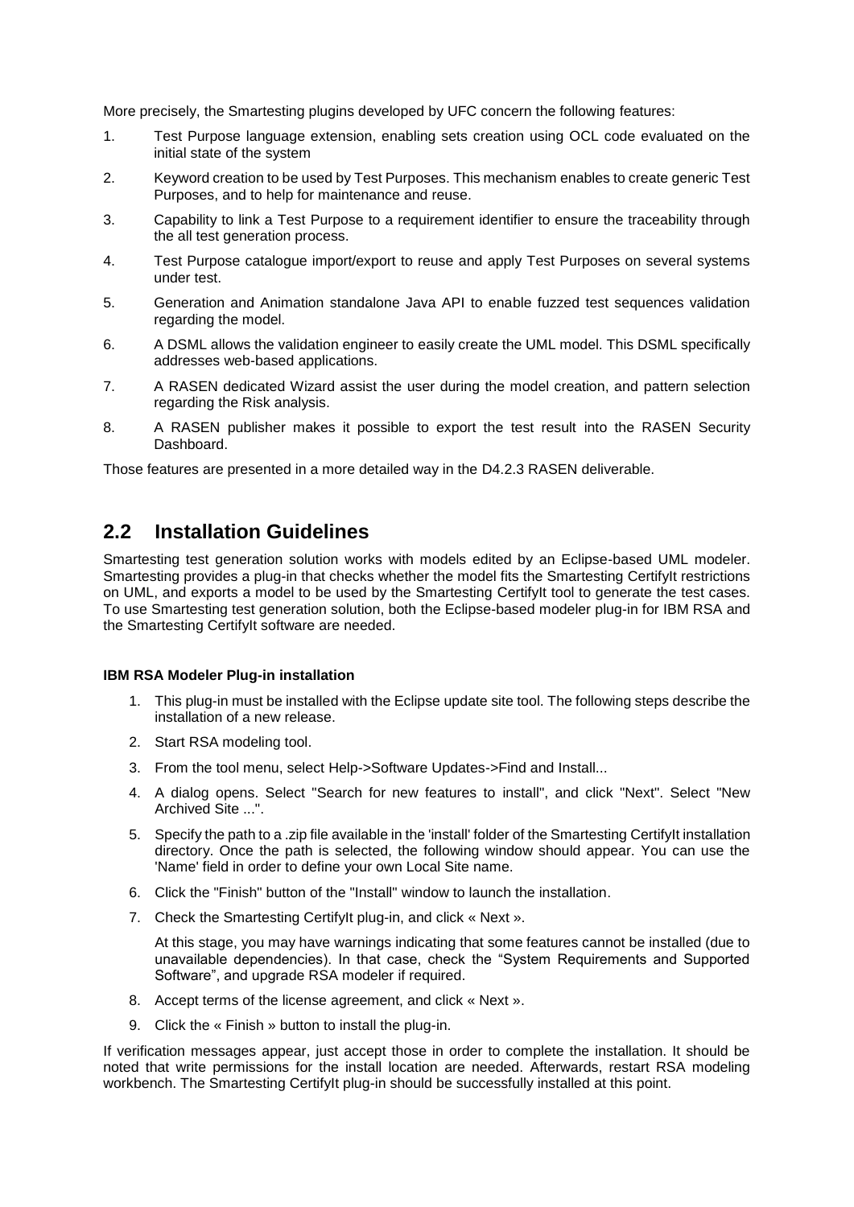More precisely, the Smartesting plugins developed by UFC concern the following features:

1. Test Purpose language extension, enabling sets creation using OCL code evaluated on the initial state of the system
2. Keyword creation to be used by Test Purposes. This mechanism enables to create generic Test Purposes, and to help for maintenance and reuse.
3. Capability to link a Test Purpose to a requirement identifier to ensure the traceability through the all test generation process.
4. Test Purpose catalogue import/export to reuse and apply Test Purposes on several systems under test.
5. Generation and Animation standalone Java API to enable fuzzed test sequences validation regarding the model.
6. A DSML allows the validation engineer to easily create the UML model. This DSML specifically addresses web-based applications.
7. A RASEN dedicated Wizard assist the user during the model creation, and pattern selection regarding the Risk analysis.
8. A RASEN publisher makes it possible to export the test result into the RASEN Security Dashboard.

Those features are presented in a more detailed way in the D4.2.3 RASEN deliverable.

## 2.2 Installation Guidelines

Smartesting test generation solution works with models edited by an Eclipse-based UML modeler. Smartesting provides a plug-in that checks whether the model fits the Smartesting CertifyIt restrictions on UML, and exports a model to be used by the Smartesting CertifyIt tool to generate the test cases. To use Smartesting test generation solution, both the Eclipse-based modeler plug-in for IBM RSA and the Smartesting CertifyIt software are needed.

**IBM RSA Modeler Plug-in installation**

1. This plug-in must be installed with the Eclipse update site tool. The following steps describe the installation of a new release.
2. Start RSA modeling tool.
3. From the tool menu, select Help->Software Updates->Find and Install...
4. A dialog opens. Select "Search for new features to install", and click "Next". Select "New Archived Site ...".
5. Specify the path to a .zip file available in the 'install' folder of the Smartesting CertifyIt installation directory. Once the path is selected, the following window should appear. You can use the 'Name' field in order to define your own Local Site name.
6. Click the "Finish" button of the "Install" window to launch the installation.
7. Check the Smartesting CertifyIt plug-in, and click « Next ».

   At this stage, you may have warnings indicating that some features cannot be installed (due to unavailable dependencies). In that case, check the "System Requirements and Supported Software", and upgrade RSA modeler if required.
8. Accept terms of the license agreement, and click « Next ».
9. Click the « Finish » button to install the plug-in.

If verification messages appear, just accept those in order to complete the installation. It should be noted that write permissions for the install location are needed. Afterwards, restart RSA modeling workbench. The Smartesting CertifyIt plug-in should be successfully installed at this point.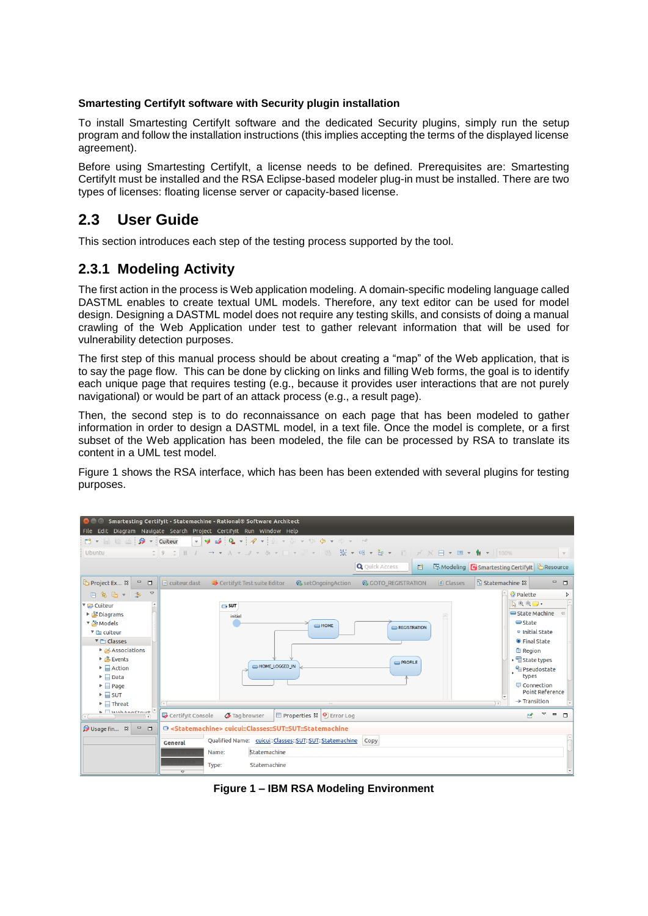**Smartesting CertifyIt software with Security plugin installation**

To install Smartesting CertifyIt software and the dedicated Security plugins, simply run the setup program and follow the installation instructions (this implies accepting the terms of the displayed license agreement).

Before using Smartesting CertifyIt, a license needs to be defined. Prerequisites are: Smartesting CertifyIt must be installed and the RSA Eclipse-based modeler plug-in must be installed. There are two types of licenses: floating license server or capacity-based license.

## 2.3 User Guide

This section introduces each step of the testing process supported by the tool.

### 2.3.1 Modeling Activity

The first action in the process is Web application modeling. A domain-specific modeling language called DASTML enables to create textual UML models. Therefore, any text editor can be used for model design. Designing a DASTML model does not require any testing skills, and consists of doing a manual crawling of the Web Application under test to gather relevant information that will be used for vulnerability detection purposes.

The first step of this manual process should be about creating a “map” of the Web application, that is to say the page flow. This can be done by clicking on links and filling Web forms, the goal is to identify each unique page that requires testing (e.g., because it provides user interactions that are not purely navigational) or would be part of an attack process (e.g., a result page).

Then, the second step is to do reconnaissance on each page that has been modeled to gather information in order to design a DASTML model, in a text file. Once the model is complete, or a first subset of the Web application has been modeled, the file can be processed by RSA to translate its content in a UML test model.

Figure 1 shows the RSA interface, which has been has been extended with several plugins for testing purposes.

**Figure 1 – IBM RSA Modeling Environment**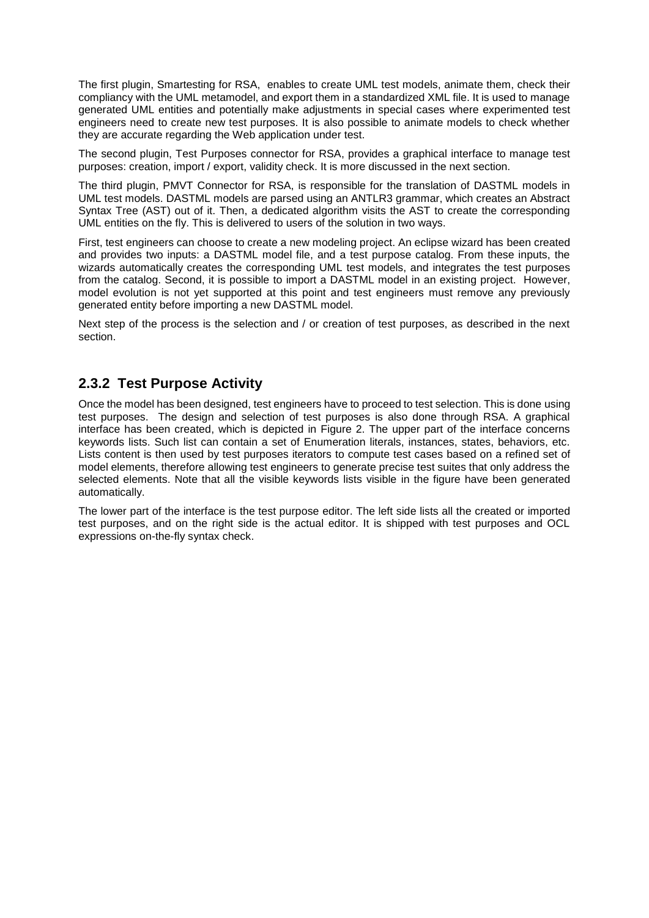The first plugin, Smartesting for RSA, enables to create UML test models, animate them, check their compliancy with the UML metamodel, and export them in a standardized XML file. It is used to manage generated UML entities and potentially make adjustments in special cases where experimented test engineers need to create new test purposes. It is also possible to animate models to check whether they are accurate regarding the Web application under test.

The second plugin, Test Purposes connector for RSA, provides a graphical interface to manage test purposes: creation, import / export, validity check. It is more discussed in the next section.

The third plugin, PMVT Connector for RSA, is responsible for the translation of DASTML models in UML test models. DASTML models are parsed using an ANTLR3 grammar, which creates an Abstract Syntax Tree (AST) out of it. Then, a dedicated algorithm visits the AST to create the corresponding UML entities on the fly. This is delivered to users of the solution in two ways.

First, test engineers can choose to create a new modeling project. An eclipse wizard has been created and provides two inputs: a DASTML model file, and a test purpose catalog. From these inputs, the wizards automatically creates the corresponding UML test models, and integrates the test purposes from the catalog. Second, it is possible to import a DASTML model in an existing project. However, model evolution is not yet supported at this point and test engineers must remove any previously generated entity before importing a new DASTML model.

Next step of the process is the selection and / or creation of test purposes, as described in the next section.

## 2.3.2 Test Purpose Activity

Once the model has been designed, test engineers have to proceed to test selection. This is done using test purposes. The design and selection of test purposes is also done through RSA. A graphical interface has been created, which is depicted in Figure 2. The upper part of the interface concerns keywords lists. Such list can contain a set of Enumeration literals, instances, states, behaviors, etc. Lists content is then used by test purposes iterators to compute test cases based on a refined set of model elements, therefore allowing test engineers to generate precise test suites that only address the selected elements. Note that all the visible keywords lists visible in the figure have been generated automatically.

The lower part of the interface is the test purpose editor. The left side lists all the created or imported test purposes, and on the right side is the actual editor. It is shipped with test purposes and OCL expressions on-the-fly syntax check.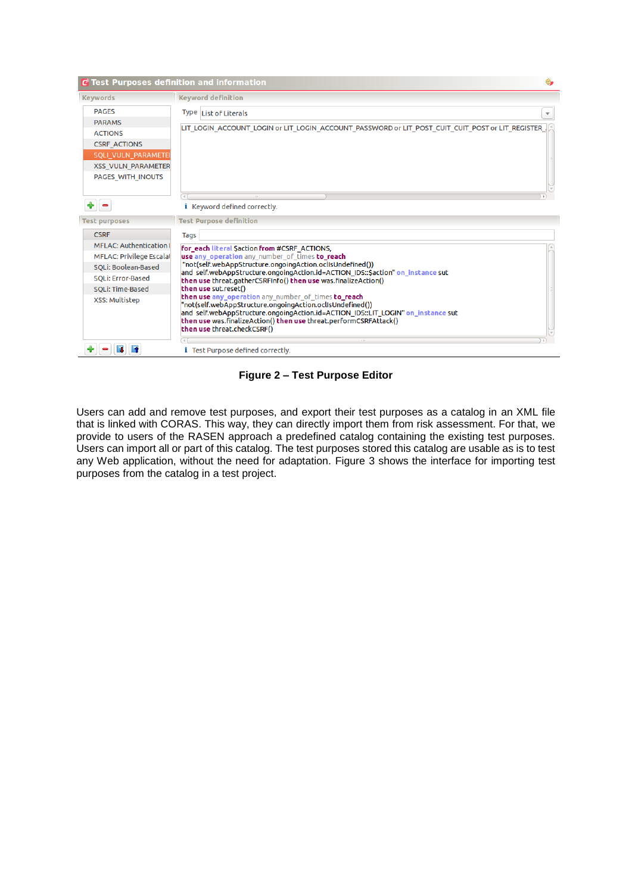Test Purposes definition and information

| Keywords | Keyword definition |
| --- | --- |
| PAGES | Type: List of Literals |
| PARAMS | LIT_LOGIN_ACCOUNT_LOGIN or LIT_LOGIN_ACCOUNT_PASSWORD or LIT_POST_CUIT_CUIT_POST or LIT_REGISTER_ |
| ACTIONS | |
| CSRF_ACTIONS | |
| SQLI_VULN_PARAMETE | |
| XSS_VULN_PARAMETER | |
| PAGES_WITH_INOUTS | Keyword defined correctly. |

| Test purposes | Test Purpose definition |
| --- | --- |
| CSRF | Tags |
| MFLAC: Authentication | |
| MFLAC: Privilege Escala | |
| SQLi: Boolean-Based | |
| SQLi: Error-Based | |
| SQLi: Time-Based | |
| XSS: Multistep | Test Purpose defined correctly. |

```
for_each literal $action from #CSRF_ACTIONS,
use any_operation any_number_of_times to_reach
"not(self.webAppStructure.ongoingAction.oclIsUndefined())
and self.webAppStructure.ongoingAction.id=ACTION_IDS::$action" on_instance sut
then use threat.gatherCSRFInfo() then use was.finalizeAction()
then use sut.reset()
then use any_operation any_number_of_times to_reach
"not(self.webAppStructure.ongoingAction.oclIsUndefined())
and self.webAppStructure.ongoingAction.id=ACTION_IDS::LIT_LOGIN" on_instance sut
then use was.finalizeAction() then use threat.performCSRFAttack()
then use threat.checkCSRF()
```

**Figure 2 – Test Purpose Editor**

Users can add and remove test purposes, and export their test purposes as a catalog in an XML file that is linked with CORAS. This way, they can directly import them from risk assessment. For that, we provide to users of the RASEN approach a predefined catalog containing the existing test purposes. Users can import all or part of this catalog. The test purposes stored this catalog are usable as is to test any Web application, without the need for adaptation. Figure 3 shows the interface for importing test purposes from the catalog in a test project.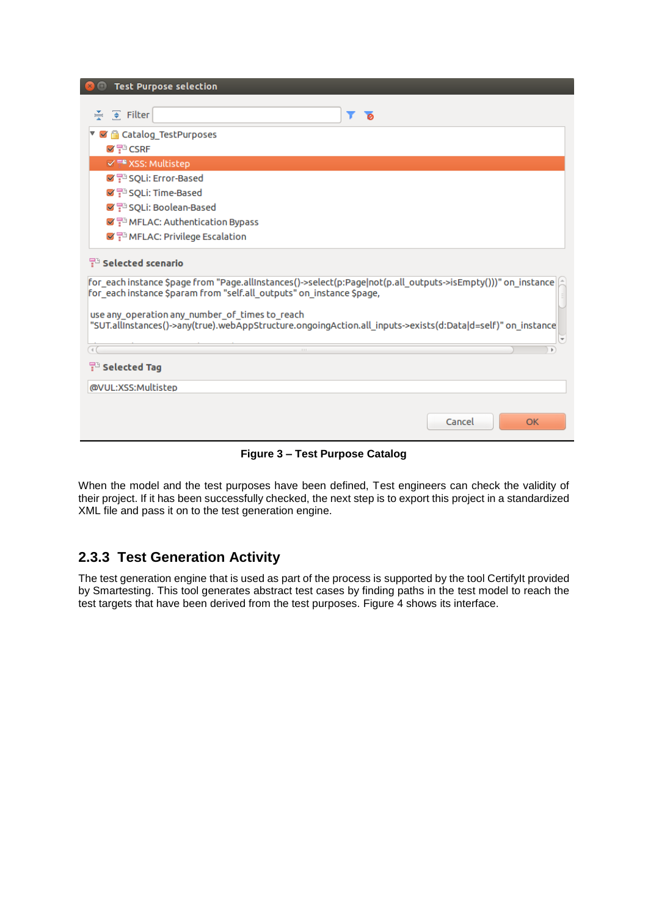Figure 3 – Test Purpose Catalog

When the model and the test purposes have been defined, Test engineers can check the validity of their project. If it has been successfully checked, the next step is to export this project in a standardized XML file and pass it on to the test generation engine.

### 2.3.3 Test Generation Activity

The test generation engine that is used as part of the process is supported by the tool CertifyIt provided by Smartesting. This tool generates abstract test cases by finding paths in the test model to reach the test targets that have been derived from the test purposes. Figure 4 shows its interface.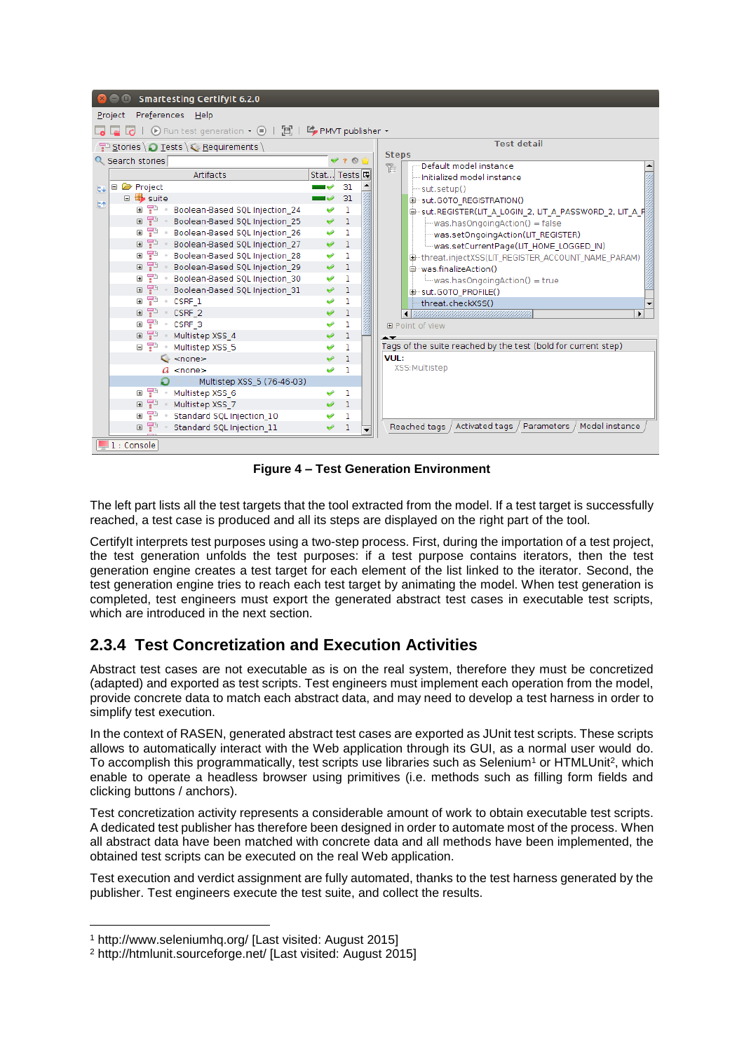**Figure 4 – Test Generation Environment**

The left part lists all the test targets that the tool extracted from the model. If a test target is successfully reached, a test case is produced and all its steps are displayed on the right part of the tool.

CertifyIt interprets test purposes using a two-step process. First, during the importation of a test project, the test generation unfolds the test purposes: if a test purpose contains iterators, then the test generation engine creates a test target for each element of the list linked to the iterator. Second, the test generation engine tries to reach each test target by animating the model. When test generation is completed, test engineers must export the generated abstract test cases in executable test scripts, which are introduced in the next section.

## 2.3.4 Test Concretization and Execution Activities

Abstract test cases are not executable as is on the real system, therefore they must be concretized (adapted) and exported as test scripts. Test engineers must implement each operation from the model, provide concrete data to match each abstract data, and may need to develop a test harness in order to simplify test execution.

In the context of RASEN, generated abstract test cases are exported as JUnit test scripts. These scripts allows to automatically interact with the Web application through its GUI, as a normal user would do. To accomplish this programmatically, test scripts use libraries such as Selenium[1] or HTMLUnit[2], which enable to operate a headless browser using primitives (i.e. methods such as filling form fields and clicking buttons / anchors).

Test concretization activity represents a considerable amount of work to obtain executable test scripts. A dedicated test publisher has therefore been designed in order to automate most of the process. When all abstract data have been matched with concrete data and all methods have been implemented, the obtained test scripts can be executed on the real Web application.

Test execution and verdict assignment are fully automated, thanks to the test harness generated by the publisher. Test engineers execute the test suite, and collect the results.

---

[1] http://www.seleniumhq.org/ [Last visited: August 2015]

[2] http://htmlunit.sourceforge.net/ [Last visited: August 2015]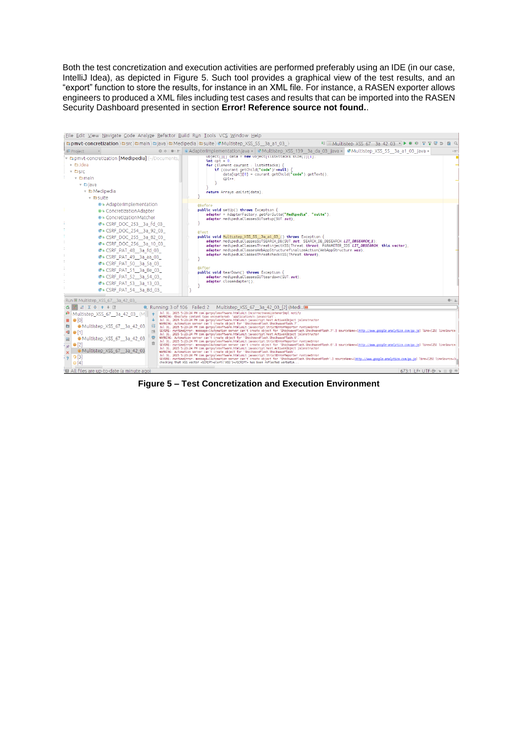Both the test concretization and execution activities are performed preferably using an IDE (in our case, IntelliJ Idea), as depicted in Figure 5. Such tool provides a graphical view of the test results, and an “export” function to store the results, for instance in an XML file. For instance, a RASEN exporter allows engineers to produced a XML files including test cases and results that can be imported into the RASEN Security Dashboard presented in section **Error! Reference source not found.**.

**Figure 5 – Test Concretization and Execution Environment**